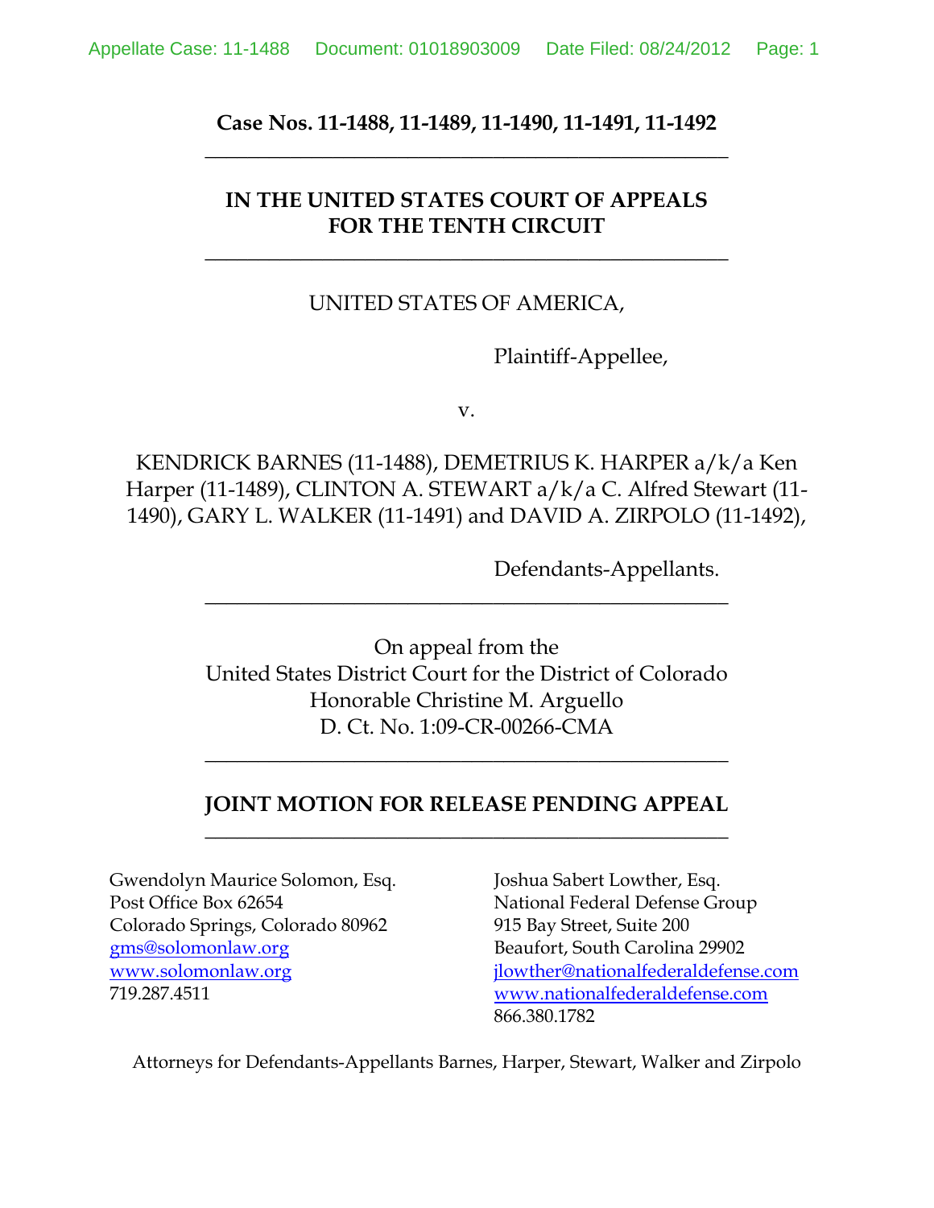**Case Nos. 11-1488, 11-1489, 11-1490, 11-1491, 11-1492**

---

**IN THE UNITED STATES COURT OF APPEALS**
**FOR THE TENTH CIRCUIT**

---

UNITED STATES OF AMERICA,

Plaintiff-Appellee,

v.

KENDRICK BARNES (11-1488), DEMETRIUS K. HARPER a/k/a Ken Harper (11-1489), CLINTON A. STEWART a/k/a C. Alfred Stewart (11-1490), GARY L. WALKER (11-1491) and DAVID A. ZIRPOLO (11-1492),

Defendants-Appellants.

---

On appeal from the
United States District Court for the District of Colorado
Honorable Christine M. Arguello
D. Ct. No. 1:09-CR-00266-CMA

---

**JOINT MOTION FOR RELEASE PENDING APPEAL**

---

Gwendolyn Maurice Solomon, Esq.
Post Office Box 62654
Colorado Springs, Colorado 80962
gms@solomonlaw.org
www.solomonlaw.org
719.287.4511

Joshua Sabert Lowther, Esq.
National Federal Defense Group
915 Bay Street, Suite 200
Beaufort, South Carolina 29902
jlowther@nationalfederaldefense.com
www.nationalfederaldefense.com
866.380.1782

Attorneys for Defendants-Appellants Barnes, Harper, Stewart, Walker and Zirpolo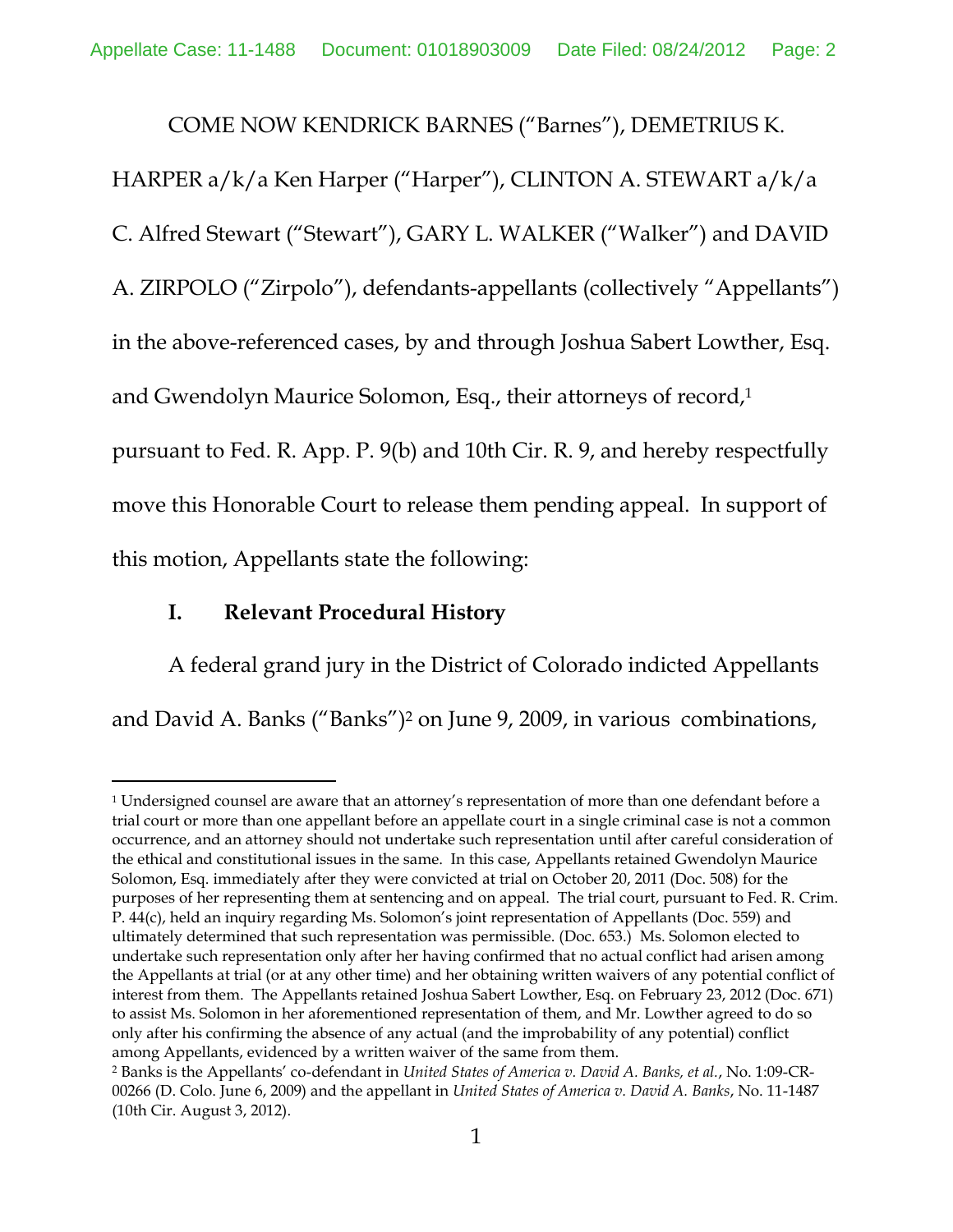COME NOW KENDRICK BARNES ("Barnes"), DEMETRIUS K. HARPER a/k/a Ken Harper ("Harper"), CLINTON A. STEWART a/k/a C. Alfred Stewart ("Stewart"), GARY L. WALKER ("Walker") and DAVID A. ZIRPOLO ("Zirpolo"), defendants-appellants (collectively "Appellants") in the above-referenced cases, by and through Joshua Sabert Lowther, Esq. and Gwendolyn Maurice Solomon, Esq., their attorneys of record,[1] pursuant to Fed. R. App. P. 9(b) and 10th Cir. R. 9, and hereby respectfully move this Honorable Court to release them pending appeal. In support of this motion, Appellants state the following:

## I. Relevant Procedural History

A federal grand jury in the District of Colorado indicted Appellants and David A. Banks ("Banks")[2] on June 9, 2009, in various combinations,

---

[1] Undersigned counsel are aware that an attorney's representation of more than one defendant before a trial court or more than one appellant before an appellate court in a single criminal case is not a common occurrence, and an attorney should not undertake such representation until after careful consideration of the ethical and constitutional issues in the same. In this case, Appellants retained Gwendolyn Maurice Solomon, Esq. immediately after they were convicted at trial on October 20, 2011 (Doc. 508) for the purposes of her representing them at sentencing and on appeal. The trial court, pursuant to Fed. R. Crim. P. 44(c), held an inquiry regarding Ms. Solomon's joint representation of Appellants (Doc. 559) and ultimately determined that such representation was permissible. (Doc. 653.) Ms. Solomon elected to undertake such representation only after her having confirmed that no actual conflict had arisen among the Appellants at trial (or at any other time) and her obtaining written waivers of any potential conflict of interest from them. The Appellants retained Joshua Sabert Lowther, Esq. on February 23, 2012 (Doc. 671) to assist Ms. Solomon in her aforementioned representation of them, and Mr. Lowther agreed to do so only after his confirming the absence of any actual (and the improbability of any potential) conflict among Appellants, evidenced by a written waiver of the same from them.

[2] Banks is the Appellants' co-defendant in *United States of America v. David A. Banks, et al.*, No. 1:09-CR-00266 (D. Colo. June 6, 2009) and the appellant in *United States of America v. David A. Banks*, No. 11-1487 (10th Cir. August 3, 2012).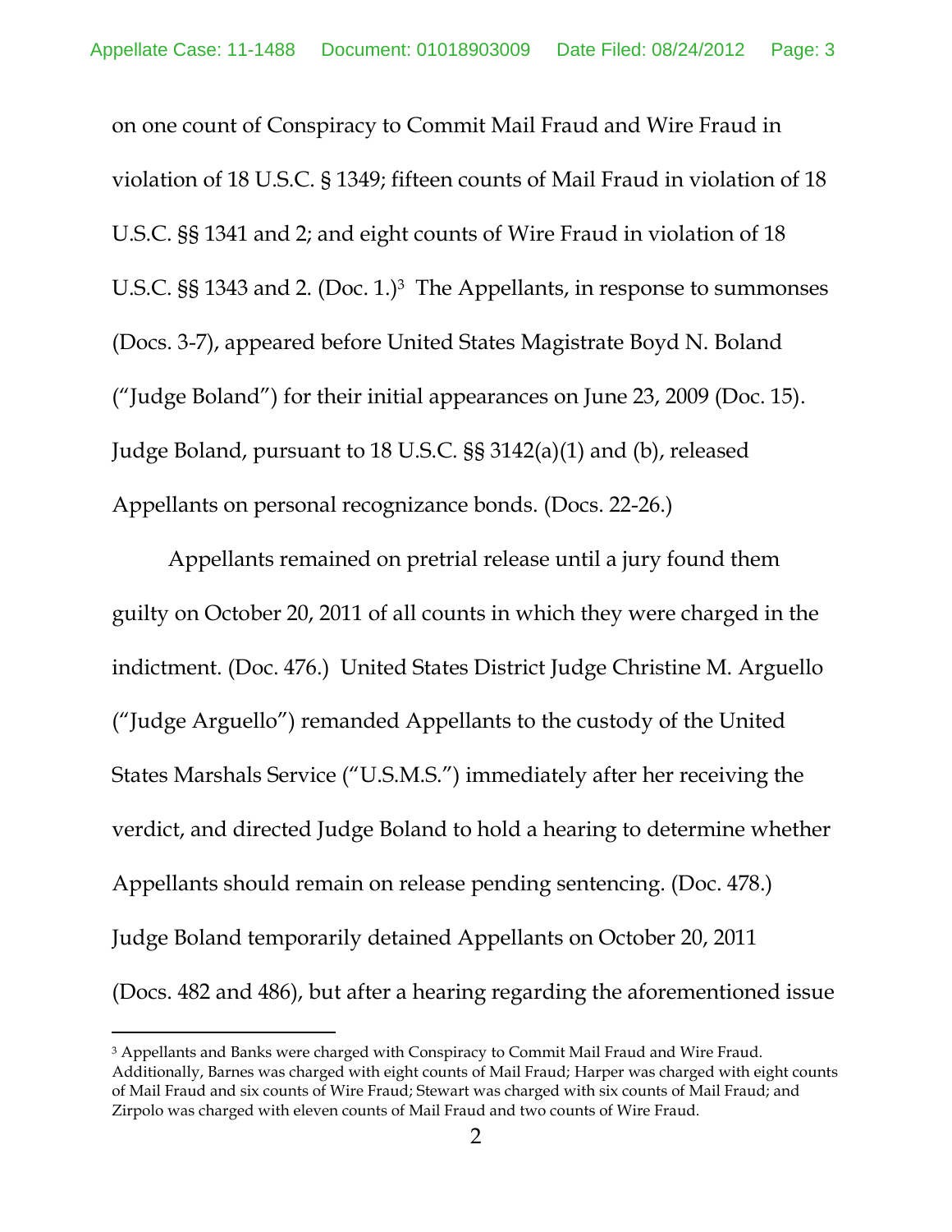on one count of Conspiracy to Commit Mail Fraud and Wire Fraud in violation of 18 U.S.C. § 1349; fifteen counts of Mail Fraud in violation of 18 U.S.C. §§ 1341 and 2; and eight counts of Wire Fraud in violation of 18 U.S.C. §§ 1343 and 2. (Doc. 1.)[3] The Appellants, in response to summonses (Docs. 3-7), appeared before United States Magistrate Boyd N. Boland ("Judge Boland") for their initial appearances on June 23, 2009 (Doc. 15). Judge Boland, pursuant to 18 U.S.C. §§ 3142(a)(1) and (b), released Appellants on personal recognizance bonds. (Docs. 22-26.)

Appellants remained on pretrial release until a jury found them guilty on October 20, 2011 of all counts in which they were charged in the indictment. (Doc. 476.) United States District Judge Christine M. Arguello ("Judge Arguello") remanded Appellants to the custody of the United States Marshals Service ("U.S.M.S.") immediately after her receiving the verdict, and directed Judge Boland to hold a hearing to determine whether Appellants should remain on release pending sentencing. (Doc. 478.) Judge Boland temporarily detained Appellants on October 20, 2011 (Docs. 482 and 486), but after a hearing regarding the aforementioned issue

[3] Appellants and Banks were charged with Conspiracy to Commit Mail Fraud and Wire Fraud. Additionally, Barnes was charged with eight counts of Mail Fraud; Harper was charged with eight counts of Mail Fraud and six counts of Wire Fraud; Stewart was charged with six counts of Mail Fraud; and Zirpolo was charged with eleven counts of Mail Fraud and two counts of Wire Fraud.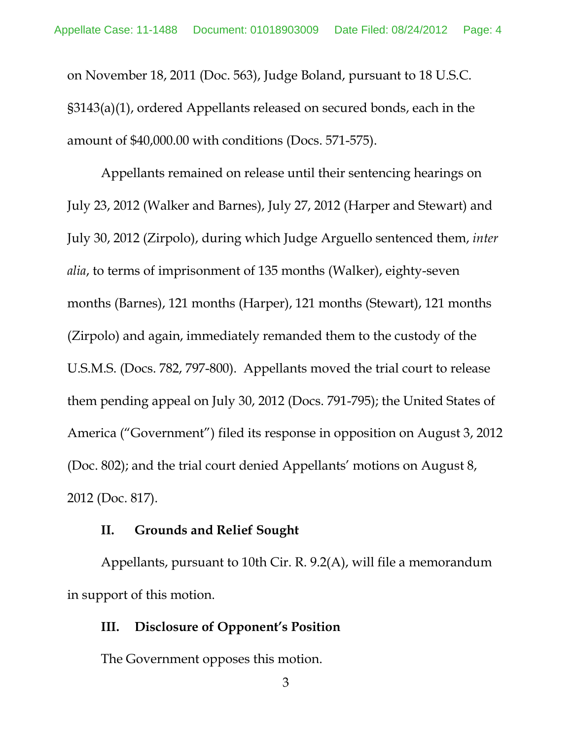on November 18, 2011 (Doc. 563), Judge Boland, pursuant to 18 U.S.C. §3143(a)(1), ordered Appellants released on secured bonds, each in the amount of $40,000.00 with conditions (Docs. 571-575).

Appellants remained on release until their sentencing hearings on July 23, 2012 (Walker and Barnes), July 27, 2012 (Harper and Stewart) and July 30, 2012 (Zirpolo), during which Judge Arguello sentenced them, *inter alia*, to terms of imprisonment of 135 months (Walker), eighty-seven months (Barnes), 121 months (Harper), 121 months (Stewart), 121 months (Zirpolo) and again, immediately remanded them to the custody of the U.S.M.S. (Docs. 782, 797-800). Appellants moved the trial court to release them pending appeal on July 30, 2012 (Docs. 791-795); the United States of America ("Government") filed its response in opposition on August 3, 2012 (Doc. 802); and the trial court denied Appellants' motions on August 8, 2012 (Doc. 817).

**II. Grounds and Relief Sought**

Appellants, pursuant to 10th Cir. R. 9.2(A), will file a memorandum in support of this motion.

**III. Disclosure of Opponent's Position**

The Government opposes this motion.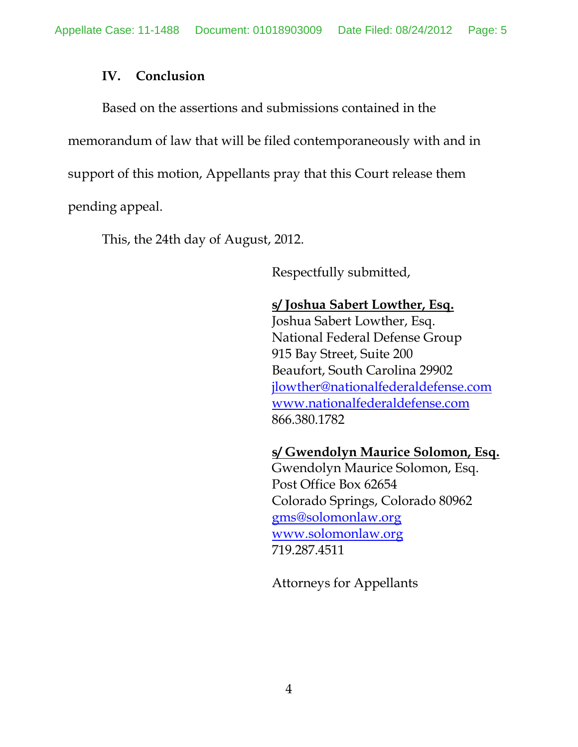## IV. Conclusion

Based on the assertions and submissions contained in the memorandum of law that will be filed contemporaneously with and in support of this motion, Appellants pray that this Court release them pending appeal.

This, the 24th day of August, 2012.

Respectfully submitted,

**s/ Joshua Sabert Lowther, Esq.**
Joshua Sabert Lowther, Esq.
National Federal Defense Group
915 Bay Street, Suite 200
Beaufort, South Carolina 29902
jlowther@nationalfederaldefense.com
www.nationalfederaldefense.com
866.380.1782

**s/ Gwendolyn Maurice Solomon, Esq.**
Gwendolyn Maurice Solomon, Esq.
Post Office Box 62654
Colorado Springs, Colorado 80962
gms@solomonlaw.org
www.solomonlaw.org
719.287.4511

Attorneys for Appellants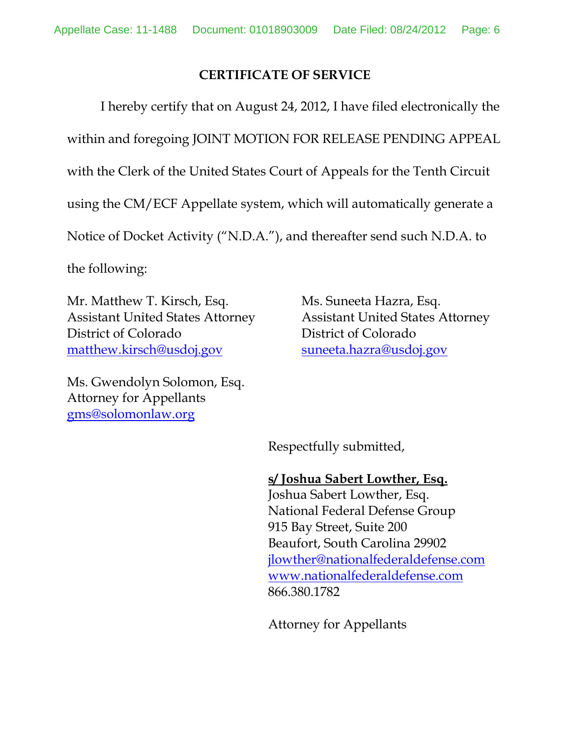## CERTIFICATE OF SERVICE

I hereby certify that on August 24, 2012, I have filed electronically the within and foregoing JOINT MOTION FOR RELEASE PENDING APPEAL with the Clerk of the United States Court of Appeals for the Tenth Circuit using the CM/ECF Appellate system, which will automatically generate a Notice of Docket Activity ("N.D.A."), and thereafter send such N.D.A. to the following:

Mr. Matthew T. Kirsch, Esq.
Assistant United States Attorney
District of Colorado
matthew.kirsch@usdoj.gov

Ms. Suneeta Hazra, Esq.
Assistant United States Attorney
District of Colorado
suneeta.hazra@usdoj.gov

Ms. Gwendolyn Solomon, Esq.
Attorney for Appellants
gms@solomonlaw.org

Respectfully submitted,

**s/ Joshua Sabert Lowther, Esq.**
Joshua Sabert Lowther, Esq.
National Federal Defense Group
915 Bay Street, Suite 200
Beaufort, South Carolina 29902
jlowther@nationalfederaldefense.com
www.nationalfederaldefense.com
866.380.1782

Attorney for Appellants